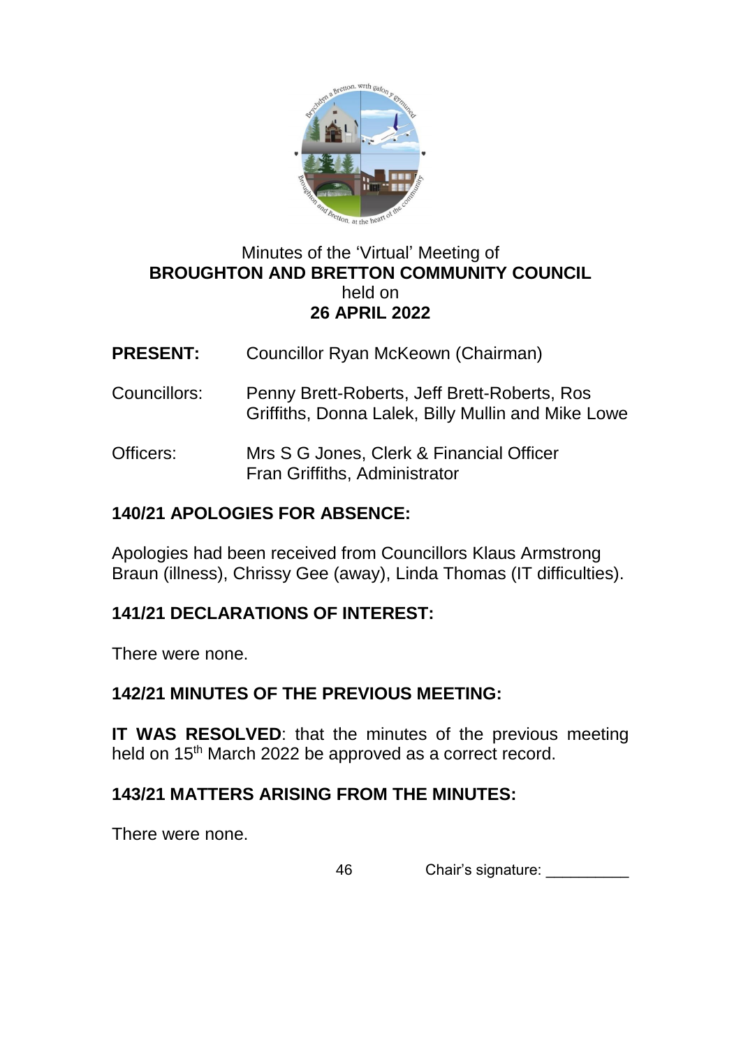Minutes of the 'Virtual' Meeting of
**BROUGHTON AND BRETTON COMMUNITY COUNCIL**
held on
**26 APRIL 2022**

**PRESENT:** Councillor Ryan McKeown (Chairman)

Councillors: Penny Brett-Roberts, Jeff Brett-Roberts, Ros Griffiths, Donna Lalek, Billy Mullin and Mike Lowe

Officers: Mrs S G Jones, Clerk & Financial Officer
Fran Griffiths, Administrator

## 140/21 APOLOGIES FOR ABSENCE:

Apologies had been received from Councillors Klaus Armstrong Braun (illness), Chrissy Gee (away), Linda Thomas (IT difficulties).

## 141/21 DECLARATIONS OF INTEREST:

There were none.

## 142/21 MINUTES OF THE PREVIOUS MEETING:

**IT WAS RESOLVED**: that the minutes of the previous meeting held on 15th March 2022 be approved as a correct record.

## 143/21 MATTERS ARISING FROM THE MINUTES:

There were none.

Chair's signature: __________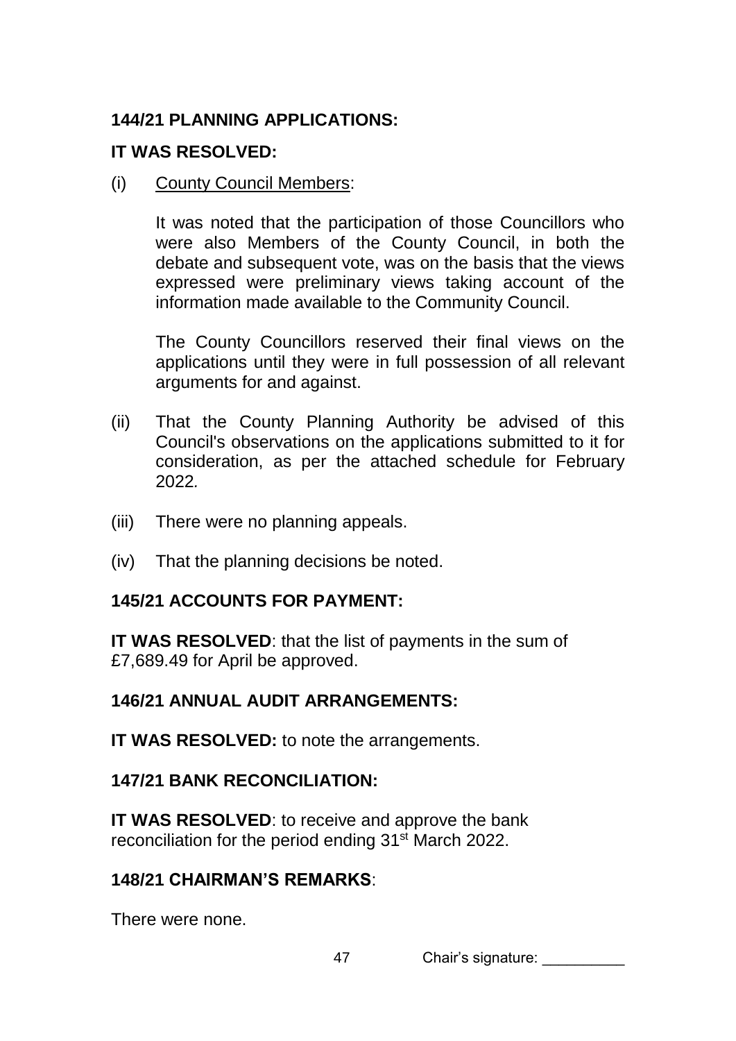**144/21 PLANNING APPLICATIONS:**

**IT WAS RESOLVED:**

(i) County Council Members:

It was noted that the participation of those Councillors who were also Members of the County Council, in both the debate and subsequent vote, was on the basis that the views expressed were preliminary views taking account of the information made available to the Community Council.

The County Councillors reserved their final views on the applications until they were in full possession of all relevant arguments for and against.

(ii) That the County Planning Authority be advised of this Council's observations on the applications submitted to it for consideration, as per the attached schedule for February 2022.

(iii) There were no planning appeals.

(iv) That the planning decisions be noted.

**145/21 ACCOUNTS FOR PAYMENT:**

**IT WAS RESOLVED**: that the list of payments in the sum of £7,689.49 for April be approved.

**146/21 ANNUAL AUDIT ARRANGEMENTS:**

**IT WAS RESOLVED:** to note the arrangements.

**147/21 BANK RECONCILIATION:**

**IT WAS RESOLVED**: to receive and approve the bank reconciliation for the period ending 31st March 2022.

**148/21 CHAIRMAN'S REMARKS**:

There were none.

Chair's signature: __________